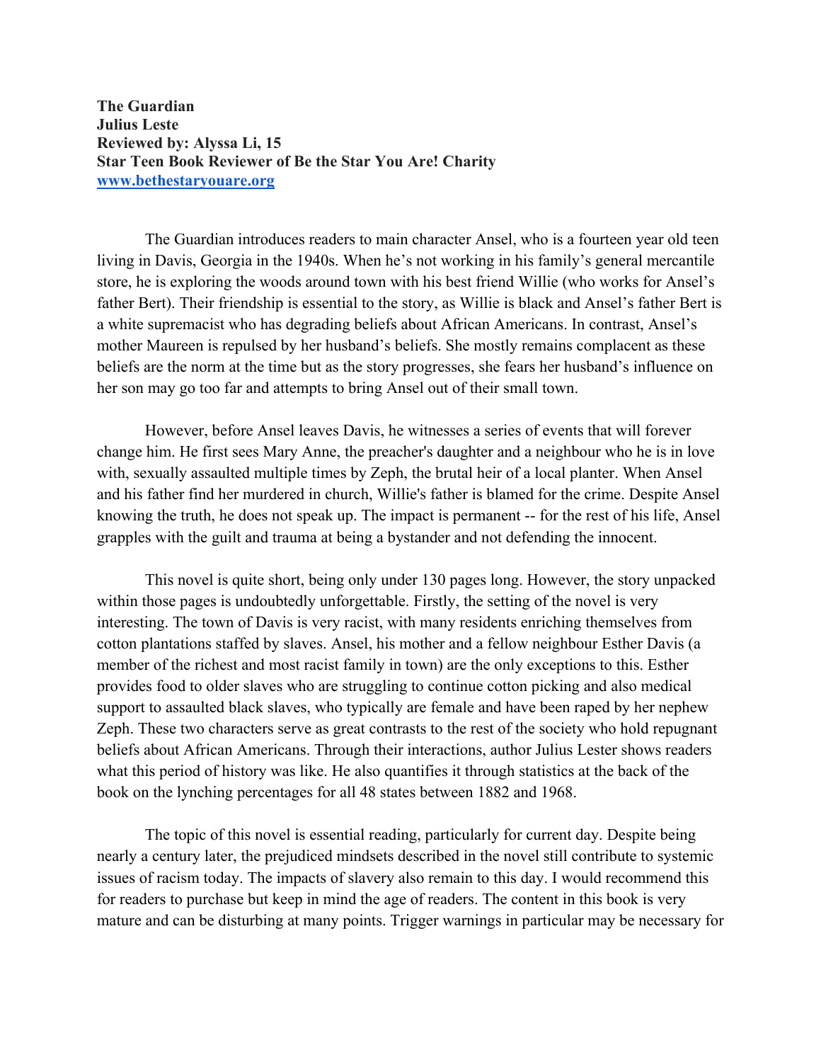**The Guardian**
**Julius Leste**
**Reviewed by: Alyssa Li, 15**
**Star Teen Book Reviewer of Be the Star You Are! Charity**
**[www.bethestaryouare.org](http://www.bethestaryouare.org)**

The Guardian introduces readers to main character Ansel, who is a fourteen year old teen living in Davis, Georgia in the 1940s. When he's not working in his family's general mercantile store, he is exploring the woods around town with his best friend Willie (who works for Ansel's father Bert). Their friendship is essential to the story, as Willie is black and Ansel's father Bert is a white supremacist who has degrading beliefs about African Americans. In contrast, Ansel's mother Maureen is repulsed by her husband's beliefs. She mostly remains complacent as these beliefs are the norm at the time but as the story progresses, she fears her husband's influence on her son may go too far and attempts to bring Ansel out of their small town.

However, before Ansel leaves Davis, he witnesses a series of events that will forever change him. He first sees Mary Anne, the preacher's daughter and a neighbour who he is in love with, sexually assaulted multiple times by Zeph, the brutal heir of a local planter. When Ansel and his father find her murdered in church, Willie's father is blamed for the crime. Despite Ansel knowing the truth, he does not speak up. The impact is permanent -- for the rest of his life, Ansel grapples with the guilt and trauma at being a bystander and not defending the innocent.

This novel is quite short, being only under 130 pages long. However, the story unpacked within those pages is undoubtedly unforgettable. Firstly, the setting of the novel is very interesting. The town of Davis is very racist, with many residents enriching themselves from cotton plantations staffed by slaves. Ansel, his mother and a fellow neighbour Esther Davis (a member of the richest and most racist family in town) are the only exceptions to this. Esther provides food to older slaves who are struggling to continue cotton picking and also medical support to assaulted black slaves, who typically are female and have been raped by her nephew Zeph. These two characters serve as great contrasts to the rest of the society who hold repugnant beliefs about African Americans. Through their interactions, author Julius Lester shows readers what this period of history was like. He also quantifies it through statistics at the back of the book on the lynching percentages for all 48 states between 1882 and 1968.

The topic of this novel is essential reading, particularly for current day. Despite being nearly a century later, the prejudiced mindsets described in the novel still contribute to systemic issues of racism today. The impacts of slavery also remain to this day. I would recommend this for readers to purchase but keep in mind the age of readers. The content in this book is very mature and can be disturbing at many points. Trigger warnings in particular may be necessary for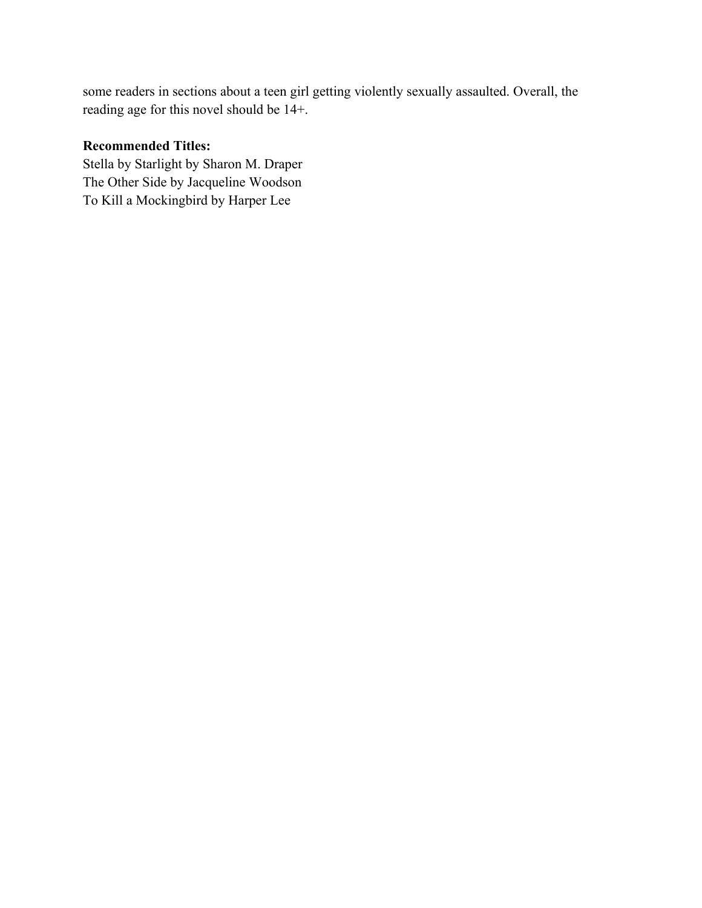some readers in sections about a teen girl getting violently sexually assaulted. Overall, the reading age for this novel should be 14+.

**Recommended Titles:**

Stella by Starlight by Sharon M. Draper
The Other Side by Jacqueline Woodson
To Kill a Mockingbird by Harper Lee